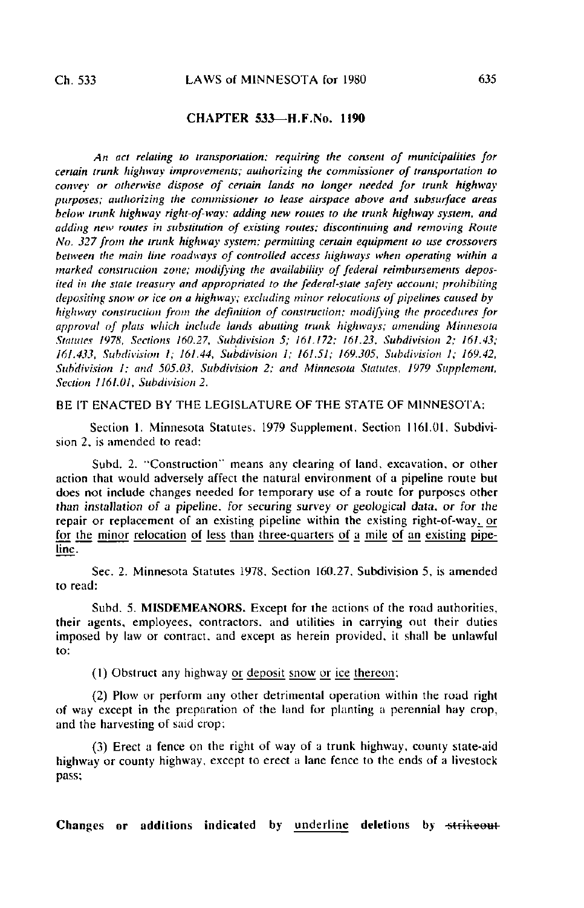## CHAPTER 533—H.F.No. 1190

*An act relating to transportation; requiring the consent of municipalities for certain trunk highway improvements; authorizing the commissioner of transportation to convey or otherwise dispose of certain lands no longer needed for trunk highway purposes; authorizing the commissioner to lease airspace above and subsurface areas below trunk highway right-of-way; adding new routes to the trunk highway system, and adding new routes in substitution of existing routes; discontinuing and removing Route No. 327 from the trunk highway system; permitting certain equipment to use crossovers between the main line roadways of controlled access highways when operating within a marked construction zone; modifying the availability of federal reimbursements deposited in the state treasury and appropriated to the federal-state safety account; prohibiting depositing snow or ice on a highway; excluding minor relocations of pipelines caused by highway construction from the definition of construction; modifying the procedures for approval of plats which include lands abutting trunk highways; amending Minnesota Statutes 1978, Sections 160.27, Subdivision 5; 161.172; 161.23, Subdivision 2; 161.43; 161.433, Subdivision 1; 161.44, Subdivision 1; 161.51; 169.305, Subdivision 1; 169.42, Subdivision 1; and 505.03, Subdivision 2; and Minnesota Statutes, 1979 Supplement, Section 116I.01, Subdivision 2.*

BE IT ENACTED BY THE LEGISLATURE OF THE STATE OF MINNESOTA:

Section 1. Minnesota Statutes, 1979 Supplement, Section 116I.01, Subdivision 2, is amended to read:

Subd. 2. "Construction" means any clearing of land, excavation, or other action that would adversely affect the natural environment of a pipeline route but does not include changes needed for temporary use of a route for purposes other than installation of a pipeline, for securing survey or geological data, or for the repair or replacement of an existing pipeline within the existing right-of-way, or for the minor relocation of less than three-quarters of a mile of an existing pipeline.

Sec. 2. Minnesota Statutes 1978, Section 160.27, Subdivision 5, is amended to read:

Subd. 5. **MISDEMEANORS.** Except for the actions of the road authorities, their agents, employees, contractors, and utilities in carrying out their duties imposed by law or contract, and except as herein provided, it shall be unlawful to:

(1) Obstruct any highway or deposit snow or ice thereon;

(2) Plow or perform any other detrimental operation within the road right of way except in the preparation of the land for planting a perennial hay crop, and the harvesting of said crop;

(3) Erect a fence on the right of way of a trunk highway, county state-aid highway or county highway, except to erect a lane fence to the ends of a livestock pass;

Changes or additions indicated by underline deletions by ~~strikeout~~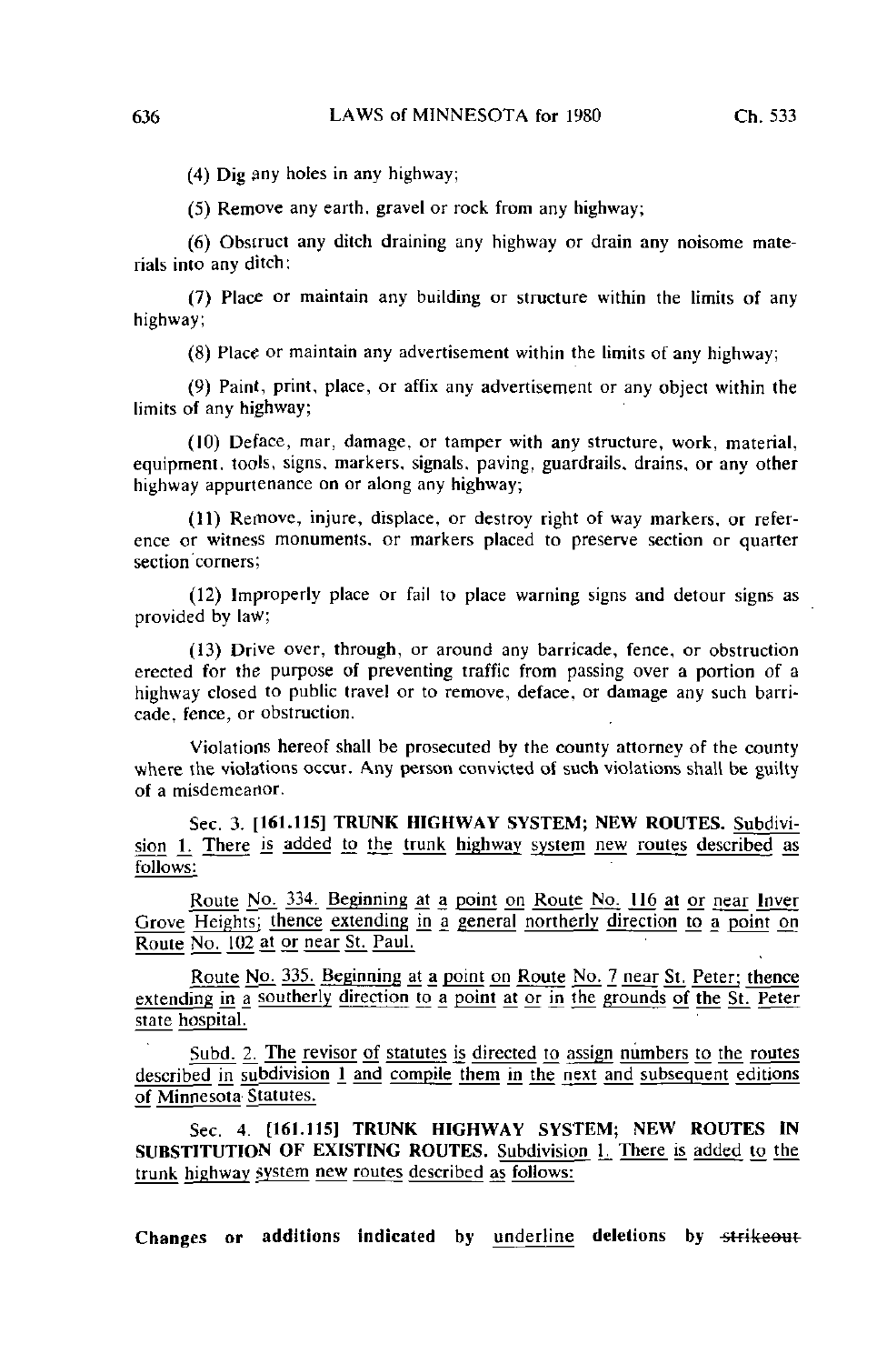(4) Dig any holes in any highway;

(5) Remove any earth, gravel or rock from any highway;

(6) Obstruct any ditch draining any highway or drain any noisome materials into any ditch;

(7) Place or maintain any building or structure within the limits of any highway;

(8) Place or maintain any advertisement within the limits of any highway;

(9) Paint, print, place, or affix any advertisement or any object within the limits of any highway;

(10) Deface, mar, damage, or tamper with any structure, work, material, equipment, tools, signs, markers, signals, paving, guardrails, drains, or any other highway appurtenance on or along any highway;

(11) Remove, injure, displace, or destroy right of way markers, or reference or witness monuments, or markers placed to preserve section or quarter section corners;

(12) Improperly place or fail to place warning signs and detour signs as provided by law;

(13) Drive over, through, or around any barricade, fence, or obstruction erected for the purpose of preventing traffic from passing over a portion of a highway closed to public travel or to remove, deface, or damage any such barricade, fence, or obstruction.

Violations hereof shall be prosecuted by the county attorney of the county where the violations occur. Any person convicted of such violations shall be guilty of a misdemeanor.

Sec. 3. **[161.115] TRUNK HIGHWAY SYSTEM; NEW ROUTES.** Subdivision 1. There is added to the trunk highway system new routes described as follows:

Route No. 334. Beginning at a point on Route No. 116 at or near Inver Grove Heights; thence extending in a general northerly direction to a point on Route No. 102 at or near St. Paul.

Route No. 335. Beginning at a point on Route No. 7 near St. Peter; thence extending in a southerly direction to a point at or in the grounds of the St. Peter state hospital.

Subd. 2. The revisor of statutes is directed to assign numbers to the routes described in subdivision 1 and compile them in the next and subsequent editions of Minnesota Statutes.

Sec. 4. **[161.115] TRUNK HIGHWAY SYSTEM; NEW ROUTES IN SUBSTITUTION OF EXISTING ROUTES.** Subdivision 1. There is added to the trunk highway system new routes described as follows:

**Changes or additions indicated by** underline **deletions by** ~~strikeout~~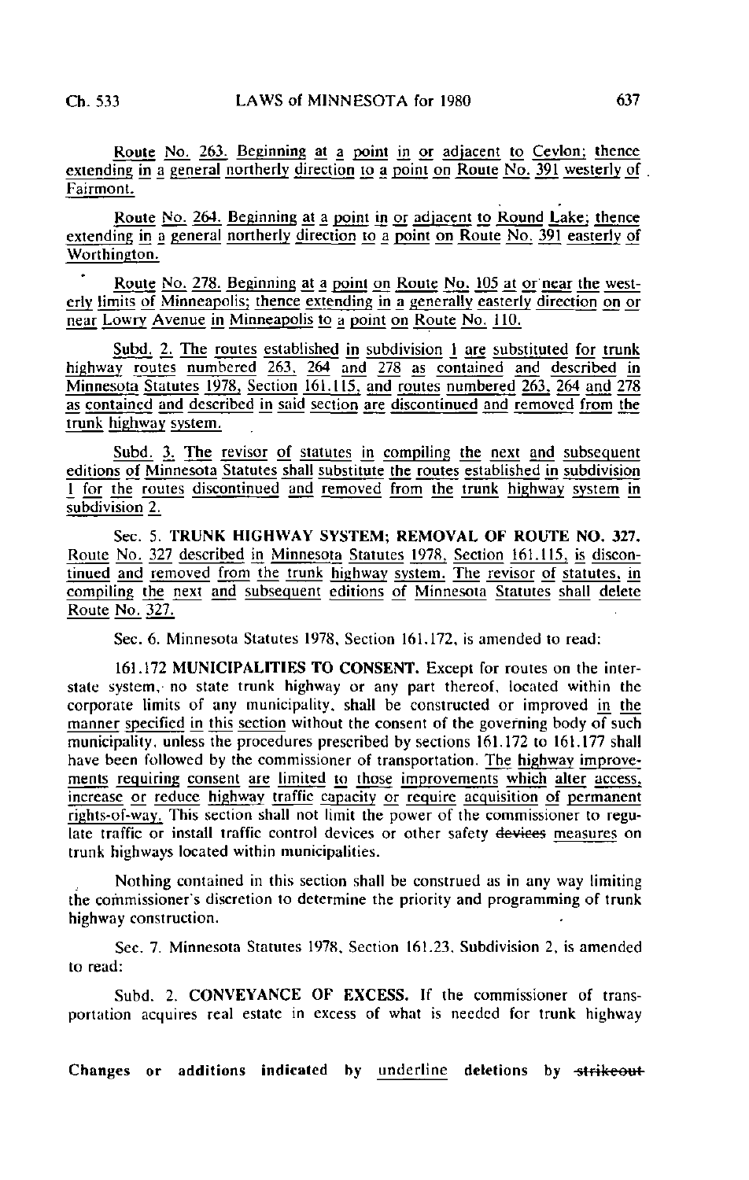Route No. 263. Beginning at a point in or adjacent to Ceylon; thence extending in a general northerly direction to a point on Route No. 391 westerly of Fairmont.

Route No. 264. Beginning at a point in or adjacent to Round Lake; thence extending in a general northerly direction to a point on Route No. 391 easterly of Worthington.

Route No. 278. Beginning at a point on Route No. 105 at or near the westerly limits of Minneapolis; thence extending in a generally easterly direction on or near Lowry Avenue in Minneapolis to a point on Route No. 110.

Subd. 2. The routes established in subdivision 1 are substituted for trunk highway routes numbered 263, 264 and 278 as contained and described in Minnesota Statutes 1978, Section 161.115, and routes numbered 263, 264 and 278 as contained and described in said section are discontinued and removed from the trunk highway system.

Subd. 3. The revisor of statutes in compiling the next and subsequent editions of Minnesota Statutes shall substitute the routes established in subdivision 1 for the routes discontinued and removed from the trunk highway system in subdivision 2.

Sec. 5. **TRUNK HIGHWAY SYSTEM; REMOVAL OF ROUTE NO. 327.** Route No. 327 described in Minnesota Statutes 1978, Section 161.115, is discontinued and removed from the trunk highway system. The revisor of statutes, in compiling the next and subsequent editions of Minnesota Statutes shall delete Route No. 327.

Sec. 6. Minnesota Statutes 1978, Section 161.172, is amended to read:

161.172 **MUNICIPALITIES TO CONSENT.** Except for routes on the interstate system, no state trunk highway or any part thereof, located within the corporate limits of any municipality, shall be constructed or improved in the manner specified in this section without the consent of the governing body of such municipality, unless the procedures prescribed by sections 161.172 to 161.177 shall have been followed by the commissioner of transportation. The highway improvements requiring consent are limited to those improvements which alter access, increase or reduce highway traffic capacity or require acquisition of permanent rights-of-way. This section shall not limit the power of the commissioner to regulate traffic or install traffic control devices or other safety ~~devices~~ measures on trunk highways located within municipalities.

Nothing contained in this section shall be construed as in any way limiting the commissioner's discretion to determine the priority and programming of trunk highway construction.

Sec. 7. Minnesota Statutes 1978, Section 161.23, Subdivision 2, is amended to read:

Subd. 2. **CONVEYANCE OF EXCESS.** If the commissioner of transportation acquires real estate in excess of what is needed for trunk highway

Changes or additions indicated by underline deletions by ~~strikeout~~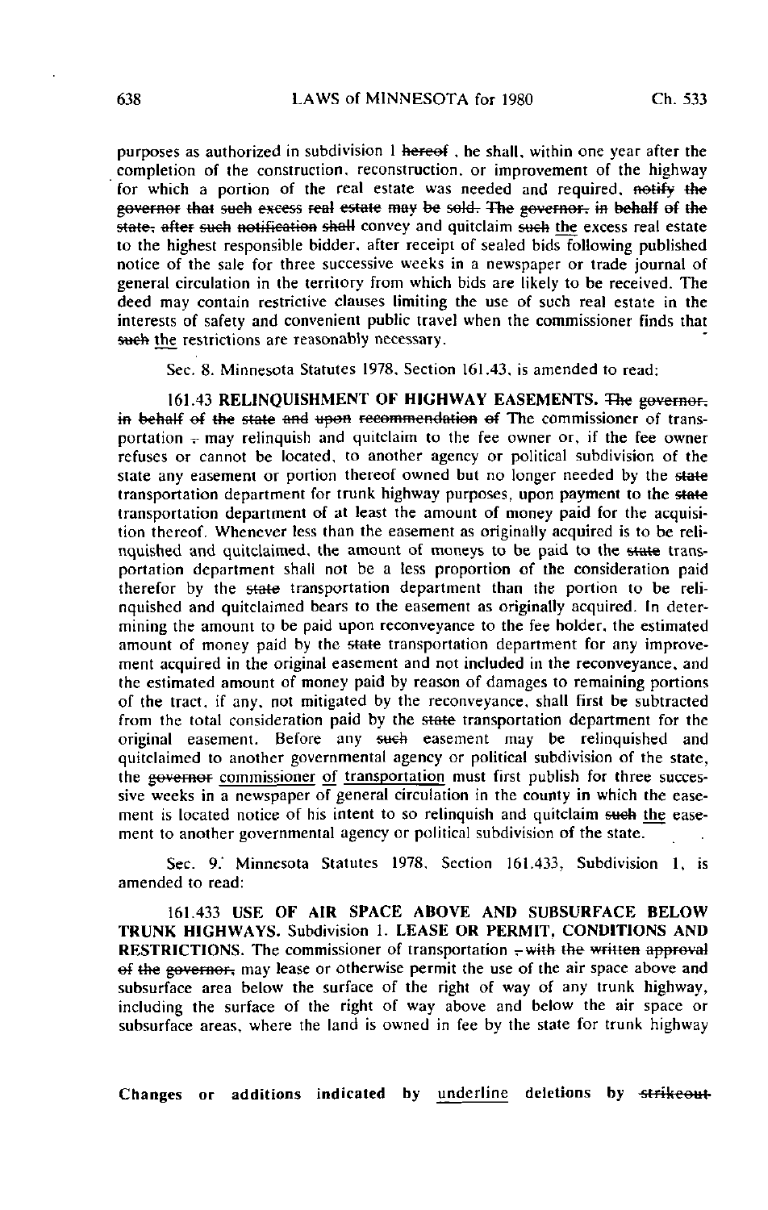purposes as authorized in subdivision 1 ~~hereof~~ , he shall, within one year after the completion of the construction, reconstruction, or improvement of the highway for which a portion of the real estate was needed and required, ~~notify the governor that such excess real estate may be sold. The governor, in behalf of the state, after such notification shall~~ convey and quitclaim ~~such~~ <u>the</u> excess real estate to the highest responsible bidder, after receipt of sealed bids following published notice of the sale for three successive weeks in a newspaper or trade journal of general circulation in the territory from which bids are likely to be received. The deed may contain restrictive clauses limiting the use of such real estate in the interests of safety and convenient public travel when the commissioner finds that ~~such~~ <u>the</u> restrictions are reasonably necessary.

Sec. 8. Minnesota Statutes 1978, Section 161.43, is amended to read:

161.43 **RELINQUISHMENT OF HIGHWAY EASEMENTS.** ~~The governor, in behalf of the state and upon recommendation of~~ The commissioner of transportation ~~,~~ may relinquish and quitclaim to the fee owner or, if the fee owner refuses or cannot be located, to another agency or political subdivision of the state any easement or portion thereof owned but no longer needed by the ~~state~~ transportation department for trunk highway purposes, upon payment to the ~~state~~ transportation department of at least the amount of money paid for the acquisition thereof. Whenever less than the easement as originally acquired is to be relinquished and quitclaimed, the amount of moneys to be paid to the ~~state~~ transportation department shall not be a less proportion of the consideration paid therefor by the ~~state~~ transportation department than the portion to be relinquished and quitclaimed bears to the easement as originally acquired. In determining the amount to be paid upon reconveyance to the fee holder, the estimated amount of money paid by the ~~state~~ transportation department for any improvement acquired in the original easement and not included in the reconveyance, and the estimated amount of money paid by reason of damages to remaining portions of the tract, if any, not mitigated by the reconveyance, shall first be subtracted from the total consideration paid by the ~~state~~ transportation department for the original easement. Before any ~~such~~ easement may be relinquished and quitclaimed to another governmental agency or political subdivision of the state, the ~~governor~~ <u>commissioner</u> <u>of</u> <u>transportation</u> must first publish for three successive weeks in a newspaper of general circulation in the county in which the easement is located notice of his intent to so relinquish and quitclaim ~~such~~ <u>the</u> easement to another governmental agency or political subdivision of the state.

Sec. 9. Minnesota Statutes 1978, Section 161.433, Subdivision 1, is amended to read:

161.433 **USE OF AIR SPACE ABOVE AND SUBSURFACE BELOW TRUNK HIGHWAYS.** Subdivision 1. **LEASE OR PERMIT, CONDITIONS AND RESTRICTIONS.** The commissioner of transportation ~~, with the written approval of the governor,~~ may lease or otherwise permit the use of the air space above and subsurface area below the surface of the right of way of any trunk highway, including the surface of the right of way above and below the air space or subsurface areas, where the land is owned in fee by the state for trunk highway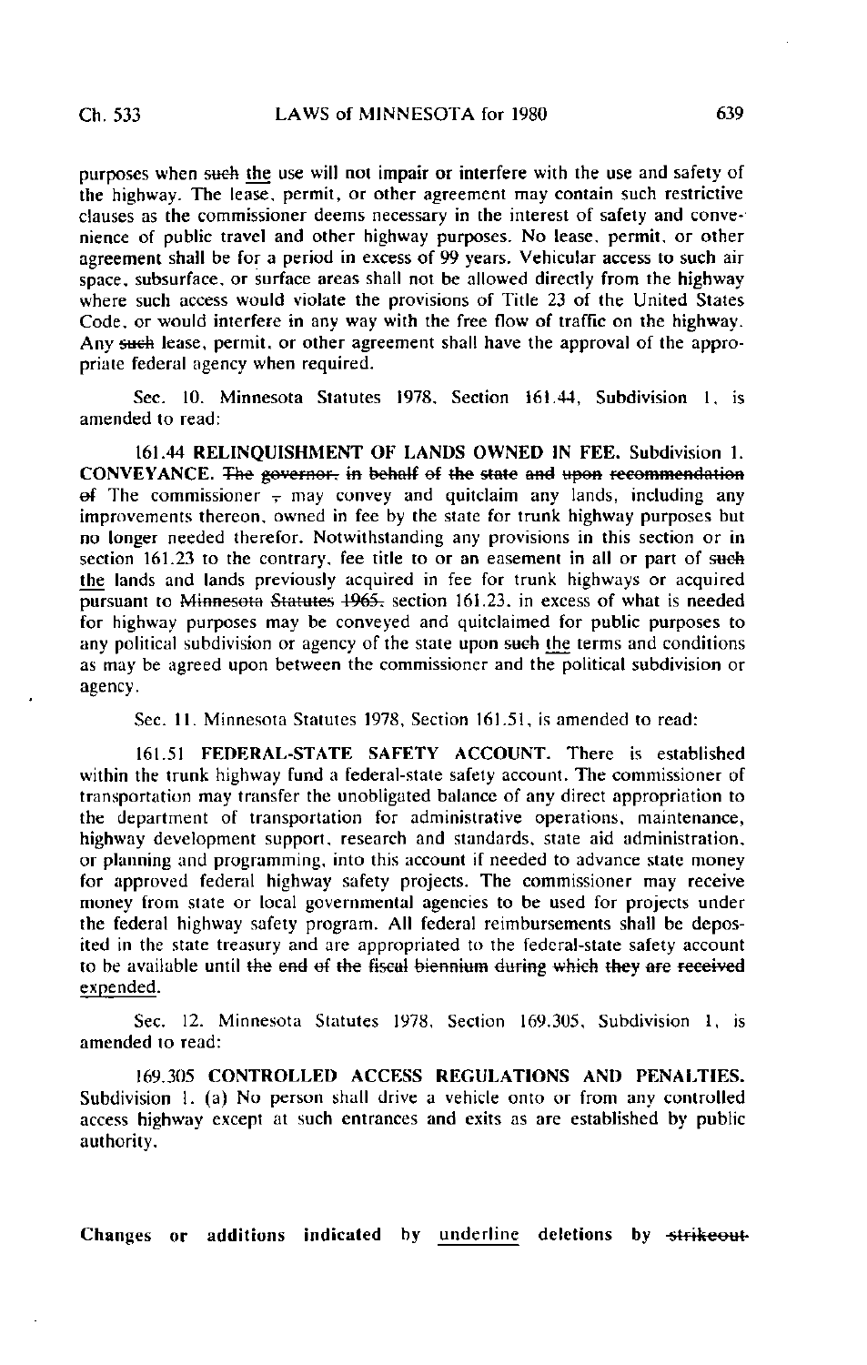purposes when ~~such~~ <u>the</u> use will not impair or interfere with the use and safety of the highway. The lease, permit, or other agreement may contain such restrictive clauses as the commissioner deems necessary in the interest of safety and convenience of public travel and other highway purposes. No lease, permit, or other agreement shall be for a period in excess of 99 years. Vehicular access to such air space, subsurface, or surface areas shall not be allowed directly from the highway where such access would violate the provisions of Title 23 of the United States Code, or would interfere in any way with the free flow of traffic on the highway. Any ~~such~~ lease, permit, or other agreement shall have the approval of the appropriate federal agency when required.

Sec. 10. Minnesota Statutes 1978, Section 161.44, Subdivision 1, is amended to read:

161.44 **RELINQUISHMENT OF LANDS OWNED IN FEE.** Subdivision 1. **CONVEYANCE.** ~~The governor, in behalf of the state and upon recommendation of~~ The commissioner ~~,~~ may convey and quitclaim any lands, including any improvements thereon, owned in fee by the state for trunk highway purposes but no longer needed therefor. Notwithstanding any provisions in this section or in section 161.23 to the contrary, fee title to or an easement in all or part of ~~such~~ <u>the</u> lands and lands previously acquired in fee for trunk highways or acquired pursuant to ~~Minnesota Statutes 1965,~~ section 161.23, in excess of what is needed for highway purposes may be conveyed and quitclaimed for public purposes to any political subdivision or agency of the state upon ~~such~~ <u>the</u> terms and conditions as may be agreed upon between the commissioner and the political subdivision or agency.

Sec. 11. Minnesota Statutes 1978, Section 161.51, is amended to read:

161.51 **FEDERAL-STATE SAFETY ACCOUNT.** There is established within the trunk highway fund a federal-state safety account. The commissioner of transportation may transfer the unobligated balance of any direct appropriation to the department of transportation for administrative operations, maintenance, highway development support, research and standards, state aid administration, or planning and programming, into this account if needed to advance state money for approved federal highway safety projects. The commissioner may receive money from state or local governmental agencies to be used for projects under the federal highway safety program. All federal reimbursements shall be deposited in the state treasury and are appropriated to the federal-state safety account to be available until ~~the end of the fiscal biennium during which they are received~~ <u>expended</u>.

Sec. 12. Minnesota Statutes 1978, Section 169.305, Subdivision 1, is amended to read:

169.305 **CONTROLLED ACCESS REGULATIONS AND PENALTIES.** Subdivision 1. (a) No person shall drive a vehicle onto or from any controlled access highway except at such entrances and exits as are established by public authority.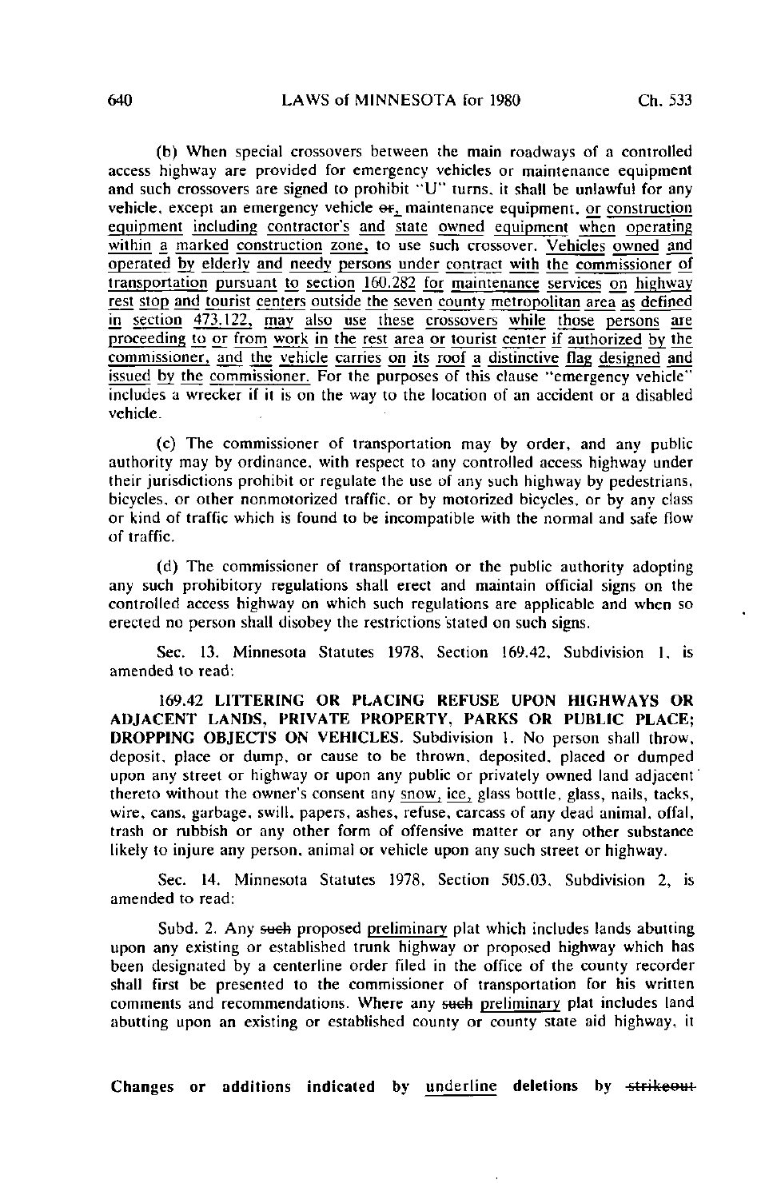(b) When special crossovers between the main roadways of a controlled access highway are provided for emergency vehicles or maintenance equipment and such crossovers are signed to prohibit "U" turns, it shall be unlawful for any vehicle, except an emergency vehicle ~~or~~<u>,</u> maintenance equipment, <u>or construction equipment including contractor's and state owned equipment when operating within a marked construction zone,</u> to use such crossover. <u>Vehicles owned and operated by elderly and needy persons under contract with the commissioner of transportation pursuant to section 160.282 for maintenance services on highway rest stop and tourist centers outside the seven county metropolitan area as defined in section 473.122, may also use these crossovers while those persons are proceeding to or from work in the rest area or tourist center if authorized by the commissioner, and the vehicle carries on its roof a distinctive flag designed and issued by the commissioner.</u> For the purposes of this clause "emergency vehicle" includes a wrecker if it is on the way to the location of an accident or a disabled vehicle.

(c) The commissioner of transportation may by order, and any public authority may by ordinance, with respect to any controlled access highway under their jurisdictions prohibit or regulate the use of any such highway by pedestrians, bicycles, or other nonmotorized traffic, or by motorized bicycles, or by any class or kind of traffic which is found to be incompatible with the normal and safe flow of traffic.

(d) The commissioner of transportation or the public authority adopting any such prohibitory regulations shall erect and maintain official signs on the controlled access highway on which such regulations are applicable and when so erected no person shall disobey the restrictions stated on such signs.

Sec. 13. Minnesota Statutes 1978, Section 169.42, Subdivision 1, is amended to read:

**169.42 LITTERING OR PLACING REFUSE UPON HIGHWAYS OR ADJACENT LANDS, PRIVATE PROPERTY, PARKS OR PUBLIC PLACE; DROPPING OBJECTS ON VEHICLES.** Subdivision 1. No person shall throw, deposit, place or dump, or cause to be thrown, deposited, placed or dumped upon any street or highway or upon any public or privately owned land adjacent thereto without the owner's consent any <u>snow, ice,</u> glass bottle, glass, nails, tacks, wire, cans, garbage, swill, papers, ashes, refuse, carcass of any dead animal, offal, trash or rubbish or any other form of offensive matter or any other substance likely to injure any person, animal or vehicle upon any such street or highway.

Sec. 14. Minnesota Statutes 1978, Section 505.03, Subdivision 2, is amended to read:

Subd. 2. Any ~~such~~ proposed <u>preliminary</u> plat which includes lands abutting upon any existing or established trunk highway or proposed highway which has been designated by a centerline order filed in the office of the county recorder shall first be presented to the commissioner of transportation for his written comments and recommendations. Where any ~~such~~ <u>preliminary</u> plat includes land abutting upon an existing or established county or county state aid highway, it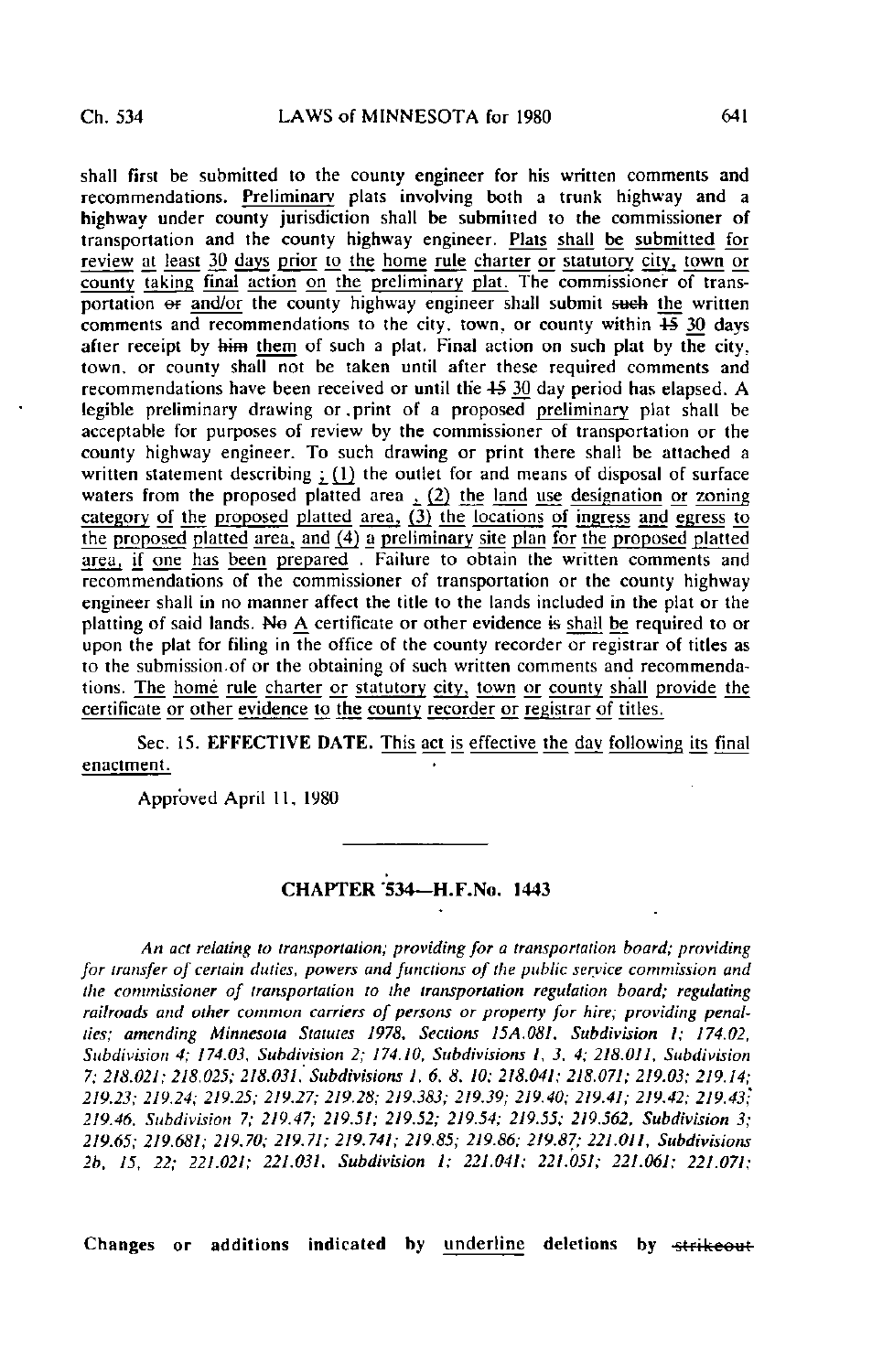shall first be submitted to the county engineer for his written comments and recommendations. Preliminary plats involving both a trunk highway and a highway under county jurisdiction shall be submitted to the commissioner of transportation and the county highway engineer. Plats shall be submitted for review at least 30 days prior to the home rule charter or statutory city, town or county taking final action on the preliminary plat. The commissioner of transportation or and/or the county highway engineer shall submit such the written comments and recommendations to the city, town, or county within 15 30 days after receipt by him them of such a plat. Final action on such plat by the city, town, or county shall not be taken until after these required comments and recommendations have been received or until the 15 30 day period has elapsed. A legible preliminary drawing or print of a proposed preliminary plat shall be acceptable for purposes of review by the commissioner of transportation or the county highway engineer. To such drawing or print there shall be attached a written statement describing ; (1) the outlet for and means of disposal of surface waters from the proposed platted area , (2) the land use designation or zoning category of the proposed platted area, (3) the locations of ingress and egress to the proposed platted area, and (4) a preliminary site plan for the proposed platted area, if one has been prepared . Failure to obtain the written comments and recommendations of the commissioner of transportation or the county highway engineer shall in no manner affect the title to the lands included in the plat or the platting of said lands. No A certificate or other evidence is shall be required to or upon the plat for filing in the office of the county recorder or registrar of titles as to the submission of or the obtaining of such written comments and recommendations. The home rule charter or statutory city, town or county shall provide the certificate or other evidence to the county recorder or registrar of titles.

Sec. 15. **EFFECTIVE DATE.** This act is effective the day following its final enactment.

Approved April 11, 1980

## CHAPTER 534—H.F.No. 1443

*An act relating to transportation; providing for a transportation board; providing for transfer of certain duties, powers and functions of the public service commission and the commissioner of transportation to the transportation regulation board; regulating railroads and other common carriers of persons or property for hire; providing penalties; amending Minnesota Statutes 1978, Sections 15A.081, Subdivision 1; 174.02, Subdivision 4; 174.03, Subdivision 2; 174.10, Subdivisions 1, 3, 4; 218.011, Subdivision 7; 218.021; 218.025; 218.031, Subdivisions 1, 6, 8, 10; 218.041; 218.071; 219.03; 219.14; 219.23; 219.24; 219.25; 219.27; 219.28; 219.383; 219.39; 219.40; 219.41; 219.42; 219.43; 219.46, Subdivision 7; 219.47; 219.51; 219.52; 219.54; 219.55; 219.562, Subdivision 3; 219.65; 219.681; 219.70; 219.71; 219.741; 219.85; 219.86; 219.87; 221.011, Subdivisions 2b, 15, 22; 221.021; 221.031, Subdivision 1; 221.041; 221.051; 221.061; 221.071;*

Changes or additions indicated by underline deletions by strikeout